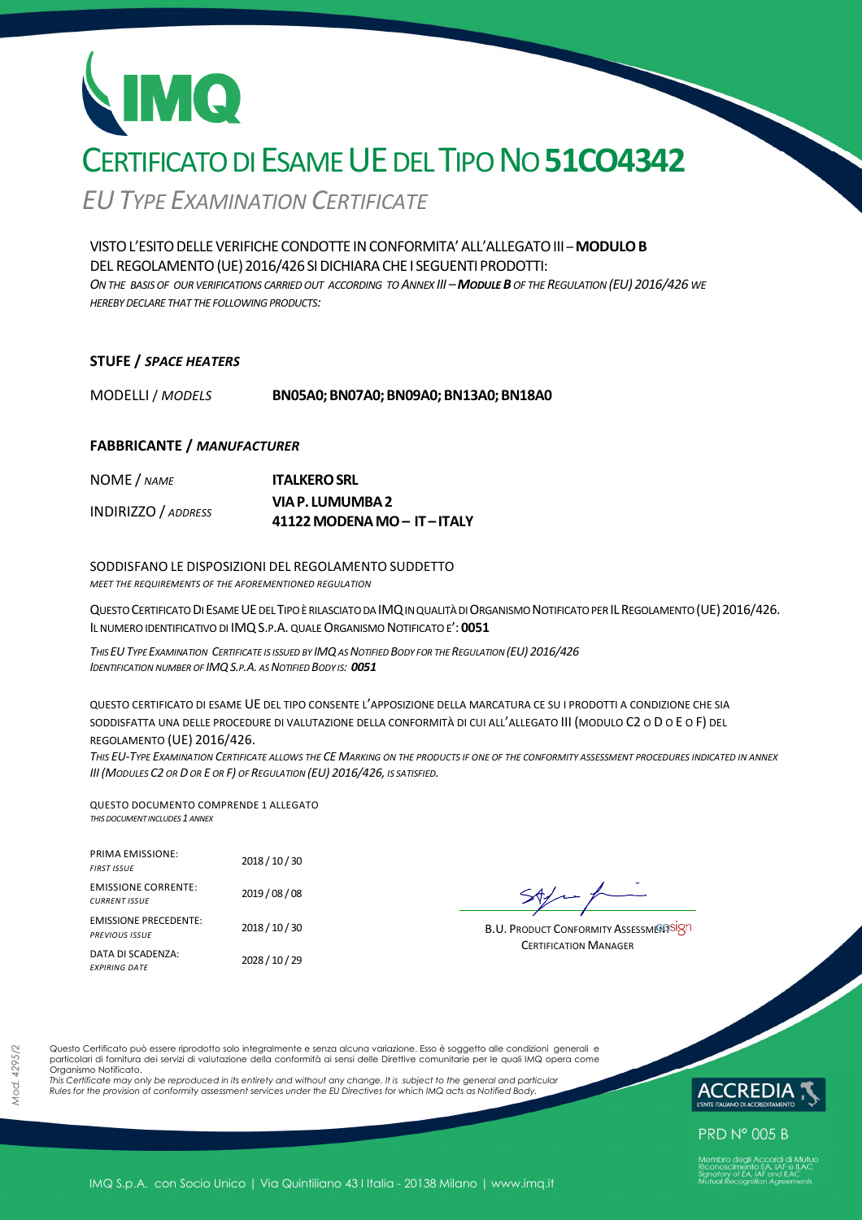# CERTIFICATO DI ESAME UE DEL TIPO NO **51CO4342**

*EU TYPE EXAMINATION CERTIFICATE*

VISTO L'ESITO DELLE VERIFICHE CONDOTTE IN CONFORMITA' ALL'ALLEGATO III – **MODULO B** DEL REGOLAMENTO (UE) 2016/426 SI DICHIARA CHE I SEGUENTI PRODOTTI:
*ON THE BASIS OF OUR VERIFICATIONS CARRIED OUT ACCORDING TO ANNEX III – **MODULE B** OF THE REGULATION (EU) 2016/426 WE HEREBY DECLARE THAT THE FOLLOWING PRODUCTS:*

**STUFE / *SPACE HEATERS***

| MODELLI / *MODELS* | **BN05A0; BN07A0; BN09A0; BN13A0; BN18A0** |
|---|---|

**FABBRICANTE / *MANUFACTURER***

| NOME / *NAME* | **ITALKERO SRL** |
|---|---|
| INDIRIZZO / *ADDRESS* | **VIA P. LUMUMBA 2 41122 MODENA MO – IT – ITALY** |

SODDISFANO LE DISPOSIZIONI DEL REGOLAMENTO SUDDETTO
*MEET THE REQUIREMENTS OF THE AFOREMENTIONED REGULATION*

QUESTO CERTIFICATO DI ESAME UE DEL TIPO È RILASCIATO DA IMQ IN QUALITÀ DI ORGANISMO NOTIFICATO PER IL REGOLAMENTO (UE) 2016/426.
IL NUMERO IDENTIFICATIVO DI IMQ S.P.A. QUALE ORGANISMO NOTIFICATO E': **0051**

*THIS EU TYPE EXAMINATION CERTIFICATE IS ISSUED BY IMQ AS NOTIFIED BODY FOR THE REGULATION (EU) 2016/426*
*IDENTIFICATION NUMBER OF IMQ S.P.A. AS NOTIFIED BODY IS: **0051***

QUESTO CERTIFICATO DI ESAME UE DEL TIPO CONSENTE L'APPOSIZIONE DELLA MARCATURA CE SU I PRODOTTI A CONDIZIONE CHE SIA SODDISFATTA UNA DELLE PROCEDURE DI VALUTAZIONE DELLA CONFORMITÀ DI CUI ALL'ALLEGATO III (MODULO C2 O D O E O F) DEL REGOLAMENTO (UE) 2016/426.
*THIS EU-TYPE EXAMINATION CERTIFICATE ALLOWS THE CE MARKING ON THE PRODUCTS IF ONE OF THE CONFORMITY ASSESSMENT PROCEDURES INDICATED IN ANNEX III (MODULES C2 OR D OR E OR F) OF REGULATION (EU) 2016/426, IS SATISFIED.*

QUESTO DOCUMENTO COMPRENDE 1 ALLEGATO
*THIS DOCUMENT INCLUDES 1 ANNEX*

| | |
|---|---|
| PRIMA EMISSIONE: *FIRST ISSUE* | 2018 / 10 / 30 |
| EMISSIONE CORRENTE: *CURRENT ISSUE* | 2019 / 08 / 08 |
| EMISSIONE PRECEDENTE: *PREVIOUS ISSUE* | 2018 / 10 / 30 |
| DATA DI SCADENZA: *EXPIRING DATE* | 2028 / 10 / 29 |

B.U. PRODUCT CONFORMITY ASSESSMENT
CERTIFICATION MANAGER

Questo Certificato può essere riprodotto solo integralmente e senza alcuna variazione. Esso è soggetto alle condizioni generali e particolari di fornitura dei servizi di valutazione della conformità ai sensi delle Direttive comunitarie per le quali IMQ opera come Organismo Notificato.
*This Certificate may only be reproduced in its entirety and without any change. It is subject to the general and particular Rules for the provision of conformity assessment services under the EU Directives for which IMQ acts as Notified Body.*

Mod. 4295/2

ACCREDIA – L'ENTE ITALIANO DI ACCREDITAMENTO
PRD N° 005 B
Membro degli Accordi di Mutuo Riconoscimento EA, IAF e ILAC
*Signatory of EA, IAF and ILAC Mutual Recognition Agreements*

IMQ S.p.A. con Socio Unico | Via Quintiliano 43 I Italia - 20138 Milano | www.imq.it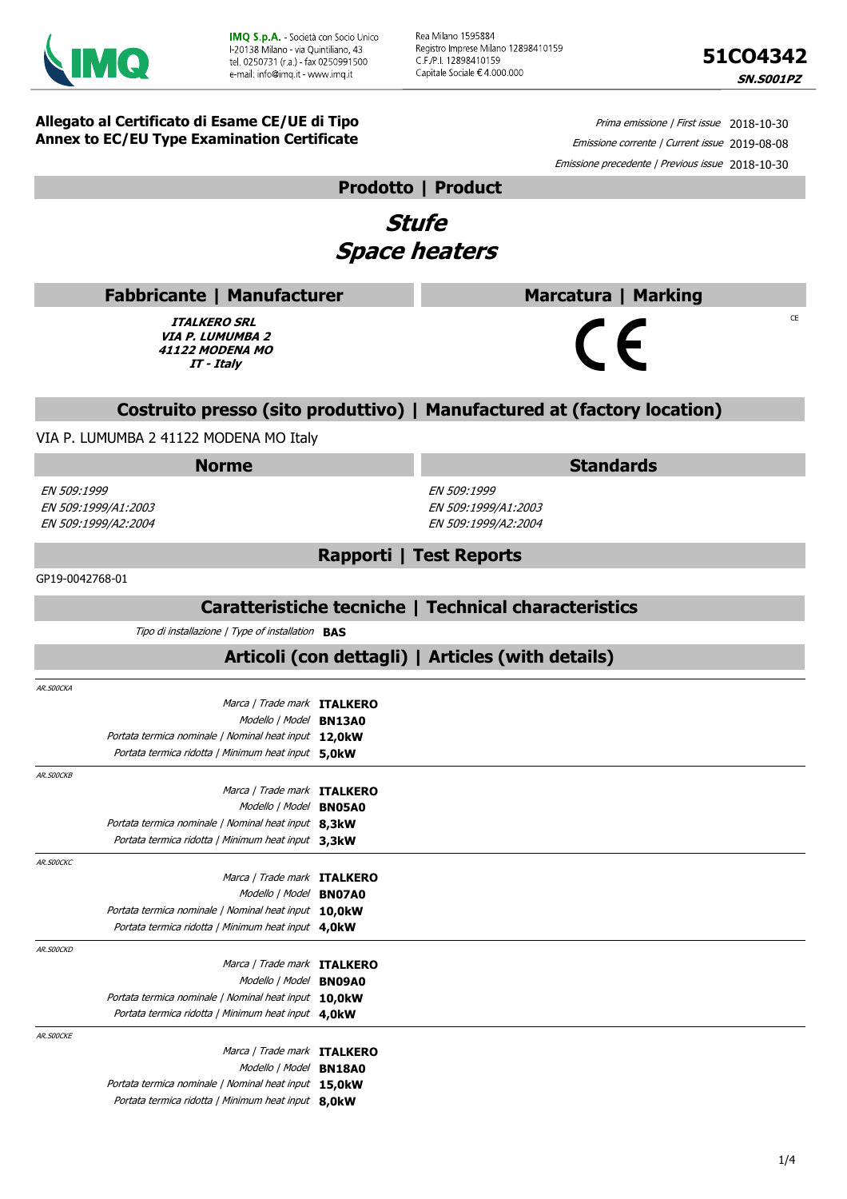**IMQ S.p.A.** - Società con Socio Unico
I-20138 Milano - via Quintiliano, 43
tel. 0250731 (r.a.) - fax 0250991500
e-mail: info@imq.it - www.imq.it

Rea Milano 1595884
Registro Imprese Milano 12898410159
C.F./P.I. 12898410159
Capitale Sociale € 4.000.000

# 51CO4342

***SN.S001PZ***

**Allegato al Certificato di Esame CE/UE di Tipo**
**Annex to EC/EU Type Examination Certificate**

*Prima emissione | First issue* 2018-10-30
*Emissione corrente | Current issue* 2019-08-08
*Emissione precedente | Previous issue* 2018-10-30

## Prodotto | Product

## *Stufe*
## *Space heaters*

## Fabbricante | Manufacturer

***ITALKERO SRL***
***VIA P. LUMUMBA 2***
***41122 MODENA MO***
***IT - Italy***

## Marcatura | Marking

CE

## Costruito presso (sito produttivo) | Manufactured at (factory location)

VIA P. LUMUMBA 2 41122 MODENA MO Italy

| Norme | Standards |
|---|---|
| *EN 509:1999* | *EN 509:1999* |
| *EN 509:1999/A1:2003* | *EN 509:1999/A1:2003* |
| *EN 509:1999/A2:2004* | *EN 509:1999/A2:2004* |

## Rapporti | Test Reports

GP19-0042768-01

## Caratteristiche tecniche | Technical characteristics

*Tipo di installazione | Type of installation* **BAS**

## Articoli (con dettagli) | Articles (with details)

*AR.S00CKA*

| | |
|---|---|
| *Marca \| Trade mark* | **ITALKERO** |
| *Modello \| Model* | **BN13A0** |
| *Portata termica nominale \| Nominal heat input* | **12,0kW** |
| *Portata termica ridotta \| Minimum heat input* | **5,0kW** |

*AR.S00CKB*

| | |
|---|---|
| *Marca \| Trade mark* | **ITALKERO** |
| *Modello \| Model* | **BN05A0** |
| *Portata termica nominale \| Nominal heat input* | **8,3kW** |
| *Portata termica ridotta \| Minimum heat input* | **3,3kW** |

*AR.S00CKC*

| | |
|---|---|
| *Marca \| Trade mark* | **ITALKERO** |
| *Modello \| Model* | **BN07A0** |
| *Portata termica nominale \| Nominal heat input* | **10,0kW** |
| *Portata termica ridotta \| Minimum heat input* | **4,0kW** |

*AR.S00CKD*

| | |
|---|---|
| *Marca \| Trade mark* | **ITALKERO** |
| *Modello \| Model* | **BN09A0** |
| *Portata termica nominale \| Nominal heat input* | **10,0kW** |
| *Portata termica ridotta \| Minimum heat input* | **4,0kW** |

*AR.S00CKE*

| | |
|---|---|
| *Marca \| Trade mark* | **ITALKERO** |
| *Modello \| Model* | **BN18A0** |
| *Portata termica nominale \| Nominal heat input* | **15,0kW** |
| *Portata termica ridotta \| Minimum heat input* | **8,0kW** |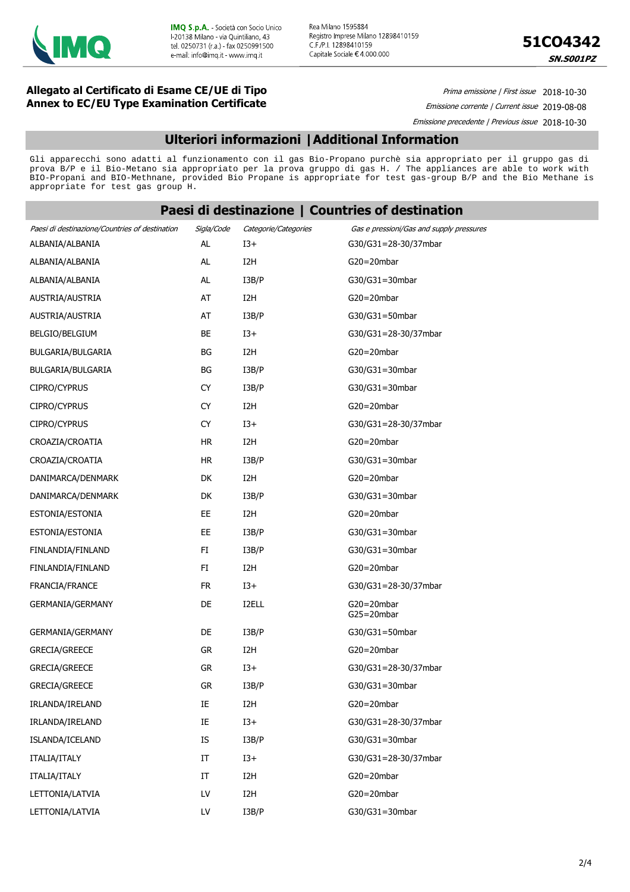## Allegato al Certificato di Esame CE/UE di Tipo
## Annex to EC/EU Type Examination Certificate

**51CO4342**
***SN.S001PZ***

*Prima emissione | First issue* 2018-10-30
*Emissione corrente | Current issue* 2019-08-08
*Emissione precedente | Previous issue* 2018-10-30

## Ulteriori informazioni | Additional Information

Gli apparecchi sono adatti al funzionamento con il gas Bio-Propano purchè sia appropriato per il gruppo gas di prova B/P e il Bio-Metano sia appropriato per la prova gruppo di gas H. / The appliances are able to work with BIO-Propani and BIO-Methnane, provided Bio Propane is appropriate for test gas-group B/P and the Bio Methane is appropriate for test gas group H.

## Paesi di destinazione | Countries of destination

| *Paesi di destinazione/Countries of destination* | *Sigla/Code* | *Categorie/Categories* | *Gas e pressioni/Gas and supply pressures* |
|---|---|---|---|
| ALBANIA/ALBANIA | AL | I3+ | G30/G31=28-30/37mbar |
| ALBANIA/ALBANIA | AL | I2H | G20=20mbar |
| ALBANIA/ALBANIA | AL | I3B/P | G30/G31=30mbar |
| AUSTRIA/AUSTRIA | AT | I2H | G20=20mbar |
| AUSTRIA/AUSTRIA | AT | I3B/P | G30/G31=50mbar |
| BELGIO/BELGIUM | BE | I3+ | G30/G31=28-30/37mbar |
| BULGARIA/BULGARIA | BG | I2H | G20=20mbar |
| BULGARIA/BULGARIA | BG | I3B/P | G30/G31=30mbar |
| CIPRO/CYPRUS | CY | I3B/P | G30/G31=30mbar |
| CIPRO/CYPRUS | CY | I2H | G20=20mbar |
| CIPRO/CYPRUS | CY | I3+ | G30/G31=28-30/37mbar |
| CROAZIA/CROATIA | HR | I2H | G20=20mbar |
| CROAZIA/CROATIA | HR | I3B/P | G30/G31=30mbar |
| DANIMARCA/DENMARK | DK | I2H | G20=20mbar |
| DANIMARCA/DENMARK | DK | I3B/P | G30/G31=30mbar |
| ESTONIA/ESTONIA | EE | I2H | G20=20mbar |
| ESTONIA/ESTONIA | EE | I3B/P | G30/G31=30mbar |
| FINLANDIA/FINLAND | FI | I3B/P | G30/G31=30mbar |
| FINLANDIA/FINLAND | FI | I2H | G20=20mbar |
| FRANCIA/FRANCE | FR | I3+ | G30/G31=28-30/37mbar |
| GERMANIA/GERMANY | DE | I2ELL | G20=20mbar<br>G25=20mbar |
| GERMANIA/GERMANY | DE | I3B/P | G30/G31=50mbar |
| GRECIA/GREECE | GR | I2H | G20=20mbar |
| GRECIA/GREECE | GR | I3+ | G30/G31=28-30/37mbar |
| GRECIA/GREECE | GR | I3B/P | G30/G31=30mbar |
| IRLANDA/IRELAND | IE | I2H | G20=20mbar |
| IRLANDA/IRELAND | IE | I3+ | G30/G31=28-30/37mbar |
| ISLANDA/ICELAND | IS | I3B/P | G30/G31=30mbar |
| ITALIA/ITALY | IT | I3+ | G30/G31=28-30/37mbar |
| ITALIA/ITALY | IT | I2H | G20=20mbar |
| LETTONIA/LATVIA | LV | I2H | G20=20mbar |
| LETTONIA/LATVIA | LV | I3B/P | G30/G31=30mbar |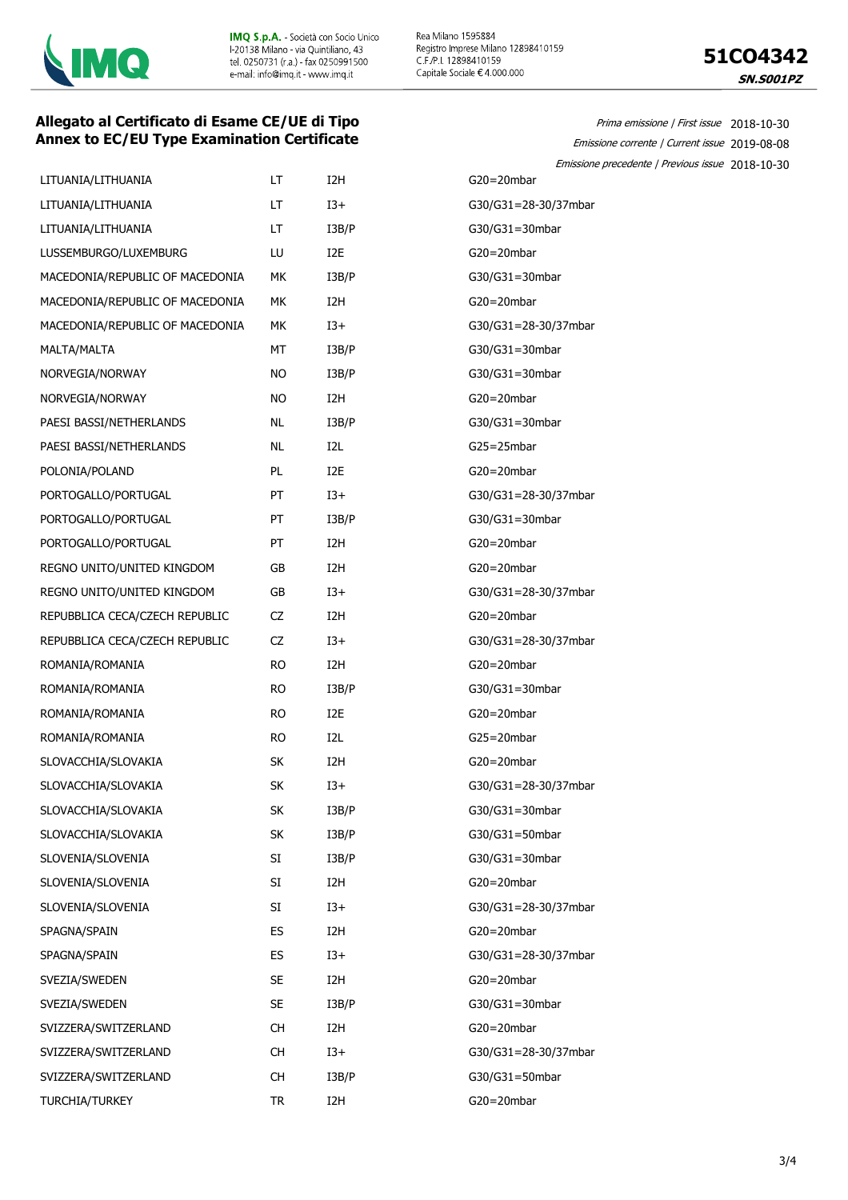**Allegato al Certificato di Esame CE/UE di Tipo**
**Annex to EC/EU Type Examination Certificate**

**51CO4342**
***SN.S001PZ***

*Prima emissione | First issue* 2018-10-30
*Emissione corrente | Current issue* 2019-08-08
*Emissione precedente | Previous issue* 2018-10-30

| | | | |
|---|---|---|---|
| LITUANIA/LITHUANIA | LT | I2H | G20=20mbar |
| LITUANIA/LITHUANIA | LT | I3+ | G30/G31=28-30/37mbar |
| LITUANIA/LITHUANIA | LT | I3B/P | G30/G31=30mbar |
| LUSSEMBURGO/LUXEMBURG | LU | I2E | G20=20mbar |
| MACEDONIA/REPUBLIC OF MACEDONIA | MK | I3B/P | G30/G31=30mbar |
| MACEDONIA/REPUBLIC OF MACEDONIA | MK | I2H | G20=20mbar |
| MACEDONIA/REPUBLIC OF MACEDONIA | MK | I3+ | G30/G31=28-30/37mbar |
| MALTA/MALTA | MT | I3B/P | G30/G31=30mbar |
| NORVEGIA/NORWAY | NO | I3B/P | G30/G31=30mbar |
| NORVEGIA/NORWAY | NO | I2H | G20=20mbar |
| PAESI BASSI/NETHERLANDS | NL | I3B/P | G30/G31=30mbar |
| PAESI BASSI/NETHERLANDS | NL | I2L | G25=25mbar |
| POLONIA/POLAND | PL | I2E | G20=20mbar |
| PORTOGALLO/PORTUGAL | PT | I3+ | G30/G31=28-30/37mbar |
| PORTOGALLO/PORTUGAL | PT | I3B/P | G30/G31=30mbar |
| PORTOGALLO/PORTUGAL | PT | I2H | G20=20mbar |
| REGNO UNITO/UNITED KINGDOM | GB | I2H | G20=20mbar |
| REGNO UNITO/UNITED KINGDOM | GB | I3+ | G30/G31=28-30/37mbar |
| REPUBBLICA CECA/CZECH REPUBLIC | CZ | I2H | G20=20mbar |
| REPUBBLICA CECA/CZECH REPUBLIC | CZ | I3+ | G30/G31=28-30/37mbar |
| ROMANIA/ROMANIA | RO | I2H | G20=20mbar |
| ROMANIA/ROMANIA | RO | I3B/P | G30/G31=30mbar |
| ROMANIA/ROMANIA | RO | I2E | G20=20mbar |
| ROMANIA/ROMANIA | RO | I2L | G25=20mbar |
| SLOVACCHIA/SLOVAKIA | SK | I2H | G20=20mbar |
| SLOVACCHIA/SLOVAKIA | SK | I3+ | G30/G31=28-30/37mbar |
| SLOVACCHIA/SLOVAKIA | SK | I3B/P | G30/G31=30mbar |
| SLOVACCHIA/SLOVAKIA | SK | I3B/P | G30/G31=50mbar |
| SLOVENIA/SLOVENIA | SI | I3B/P | G30/G31=30mbar |
| SLOVENIA/SLOVENIA | SI | I2H | G20=20mbar |
| SLOVENIA/SLOVENIA | SI | I3+ | G30/G31=28-30/37mbar |
| SPAGNA/SPAIN | ES | I2H | G20=20mbar |
| SPAGNA/SPAIN | ES | I3+ | G30/G31=28-30/37mbar |
| SVEZIA/SWEDEN | SE | I2H | G20=20mbar |
| SVEZIA/SWEDEN | SE | I3B/P | G30/G31=30mbar |
| SVIZZERA/SWITZERLAND | CH | I2H | G20=20mbar |
| SVIZZERA/SWITZERLAND | CH | I3+ | G30/G31=28-30/37mbar |
| SVIZZERA/SWITZERLAND | CH | I3B/P | G30/G31=50mbar |
| TURCHIA/TURKEY | TR | I2H | G20=20mbar |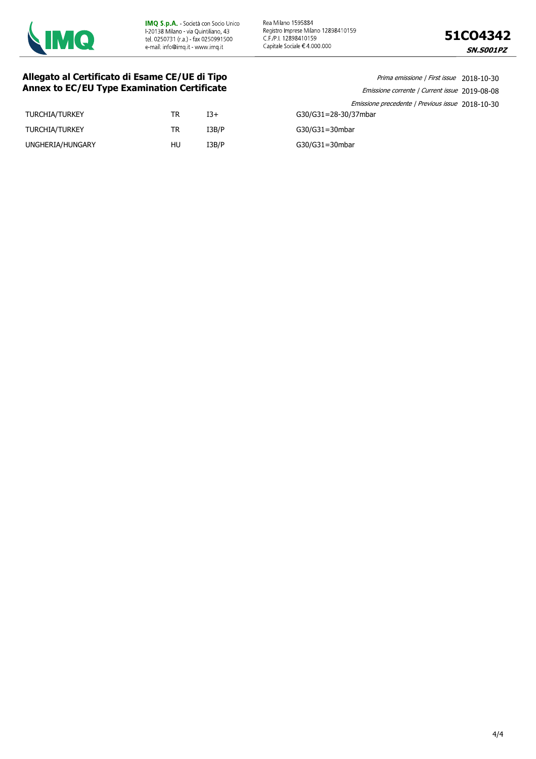**Allegato al Certificato di Esame CE/UE di Tipo**
**Annex to EC/EU Type Examination Certificate**

*Prima emissione | First issue* 2018-10-30

*Emissione corrente | Current issue* 2019-08-08

*Emissione precedente | Previous issue* 2018-10-30

| | | | |
|---|---|---|---|
| TURCHIA/TURKEY | TR | I3+ | G30/G31=28-30/37mbar |
| TURCHIA/TURKEY | TR | I3B/P | G30/G31=30mbar |
| UNGHERIA/HUNGARY | HU | I3B/P | G30/G31=30mbar |